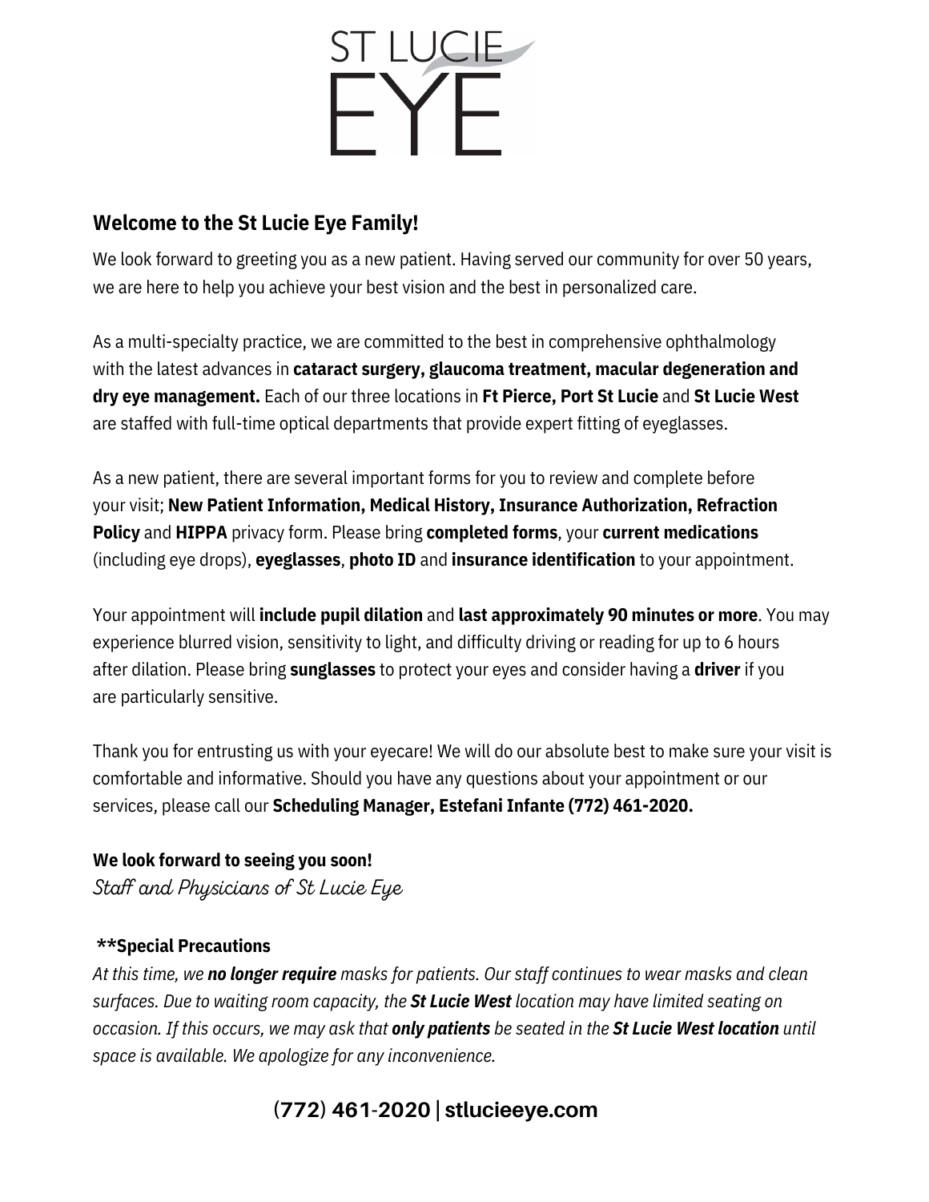# ST LUCIE EYE

## Welcome to the St Lucie Eye Family!

We look forward to greeting you as a new patient. Having served our community for over 50 years, we are here to help you achieve your best vision and the best in personalized care.

As a multi-specialty practice, we are committed to the best in comprehensive ophthalmology with the latest advances in **cataract surgery, glaucoma treatment, macular degeneration and dry eye management.** Each of our three locations in **Ft Pierce, Port St Lucie** and **St Lucie West** are staffed with full-time optical departments that provide expert fitting of eyeglasses.

As a new patient, there are several important forms for you to review and complete before your visit; **New Patient Information, Medical History, Insurance Authorization, Refraction Policy** and **HIPPA** privacy form. Please bring **completed forms**, your **current medications** (including eye drops), **eyeglasses**, **photo ID** and **insurance identification** to your appointment.

Your appointment will **include pupil dilation** and **last approximately 90 minutes or more**. You may experience blurred vision, sensitivity to light, and difficulty driving or reading for up to 6 hours after dilation. Please bring **sunglasses** to protect your eyes and consider having a **driver** if you are particularly sensitive.

Thank you for entrusting us with your eyecare! We will do our absolute best to make sure your visit is comfortable and informative. Should you have any questions about your appointment or our services, please call our **Scheduling Manager, Estefani Infante (772) 461-2020.**

**We look forward to seeing you soon!**
*Staff and Physicians of St Lucie Eye*

**\*\*Special Precautions**
*At this time, we **no longer require** masks for patients. Our staff continues to wear masks and clean surfaces. Due to waiting room capacity, the **St Lucie West** location may have limited seating on occasion. If this occurs, we may ask that **only patients** be seated in the **St Lucie West location** until space is available. We apologize for any inconvenience.*

**(772) 461-2020 | stlucieeye.com**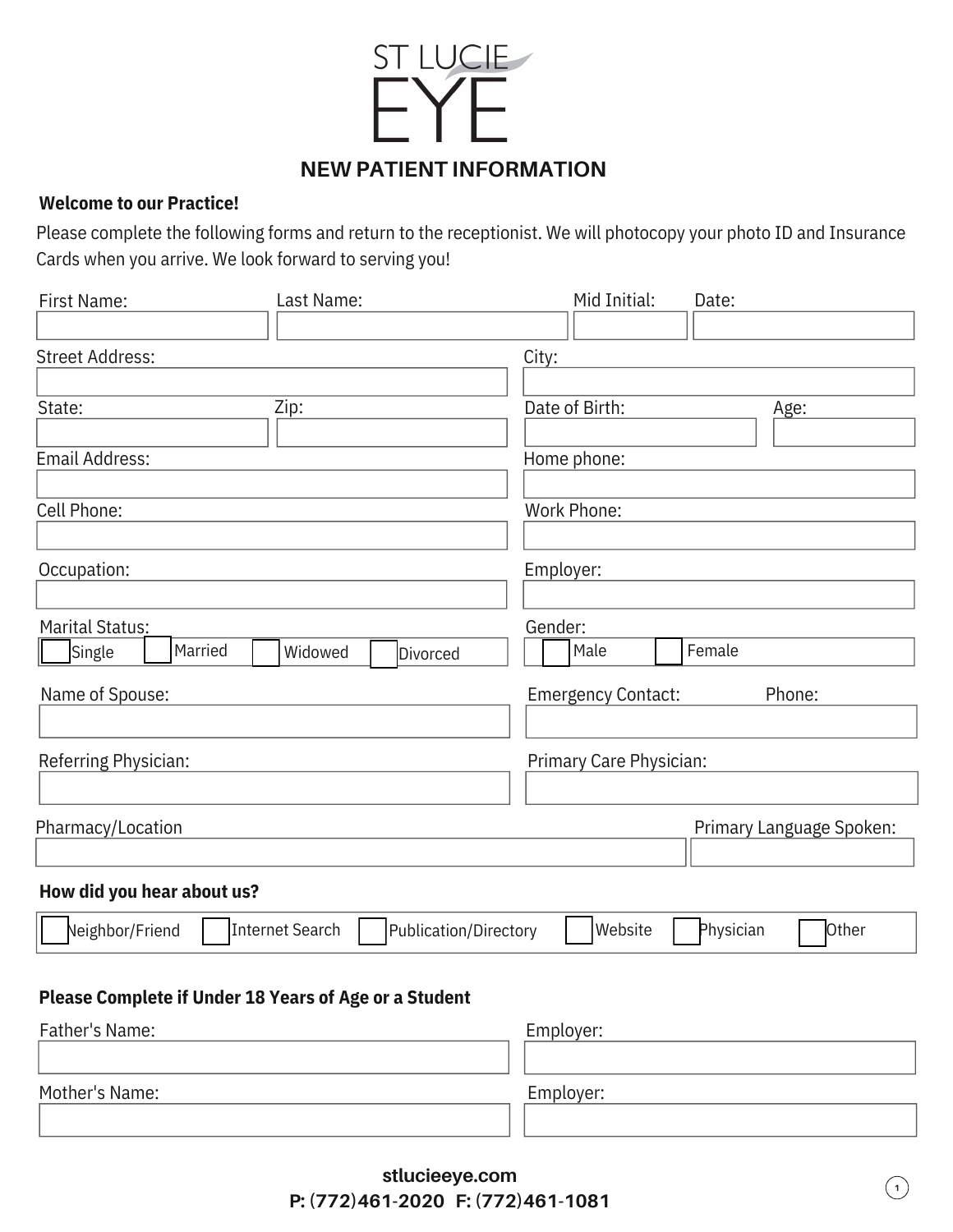ST LUCIE EYE

## NEW PATIENT INFORMATION

**Welcome to our Practice!**

Please complete the following forms and return to the receptionist. We will photocopy your photo ID and Insurance Cards when you arrive. We look forward to serving you!

First Name: ____ Last Name: ____ Mid Initial: ____ Date: ____

Street Address: ____ City: ____

State: ____ Zip: ____ Date of Birth: ____ Age: ____

Email Address: ____ Home phone: ____

Cell Phone: ____ Work Phone: ____

Occupation: ____ Employer: ____

Marital Status: ☐ Single ☐ Married ☐ Widowed ☐ Divorced

Gender: ☐ Male ☐ Female

Name of Spouse: ____ Emergency Contact: ____ Phone: ____

Referring Physician: ____ Primary Care Physician: ____

Pharmacy/Location ____ Primary Language Spoken: ____

**How did you hear about us?**

☐ Neighbor/Friend ☐ Internet Search ☐ Publication/Directory ☐ Website ☐ Physician ☐ Other

**Please Complete if Under 18 Years of Age or a Student**

Father's Name: ____ Employer: ____

Mother's Name: ____ Employer: ____

stlucieeye.com

P: (772)461-2020 F: (772)461-1081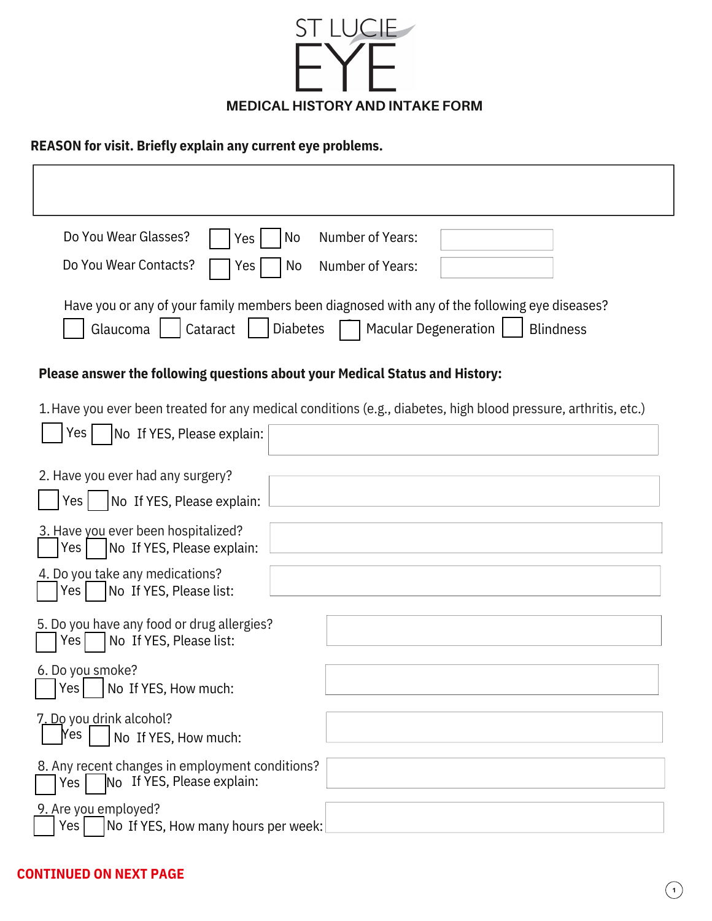ST LUCIE EYE

# MEDICAL HISTORY AND INTAKE FORM

**REASON for visit. Briefly explain any current eye problems.**

Do You Wear Glasses? ☐ Yes ☐ No Number of Years:

Do You Wear Contacts? ☐ Yes ☐ No Number of Years:

Have you or any of your family members been diagnosed with any of the following eye diseases?

☐ Glaucoma ☐ Cataract ☐ Diabetes ☐ Macular Degeneration ☐ Blindness

**Please answer the following questions about your Medical Status and History:**

1. Have you ever been treated for any medical conditions (e.g., diabetes, high blood pressure, arthritis, etc.)
   ☐ Yes ☐ No If YES, Please explain:

2. Have you ever had any surgery?
   ☐ Yes ☐ No If YES, Please explain:

3. Have you ever been hospitalized?
   ☐ Yes ☐ No If YES, Please explain:

4. Do you take any medications?
   ☐ Yes ☐ No If YES, Please list:

5. Do you have any food or drug allergies?
   ☐ Yes ☐ No If YES, Please list:

6. Do you smoke?
   ☐ Yes ☐ No If YES, How much:

7. Do you drink alcohol?
   ☐ Yes ☐ No If YES, How much:

8. Any recent changes in employment conditions?
   ☐ Yes ☐ No If YES, Please explain:

9. Are you employed?
   ☐ Yes ☐ No If YES, How many hours per week:

**CONTINUED ON NEXT PAGE**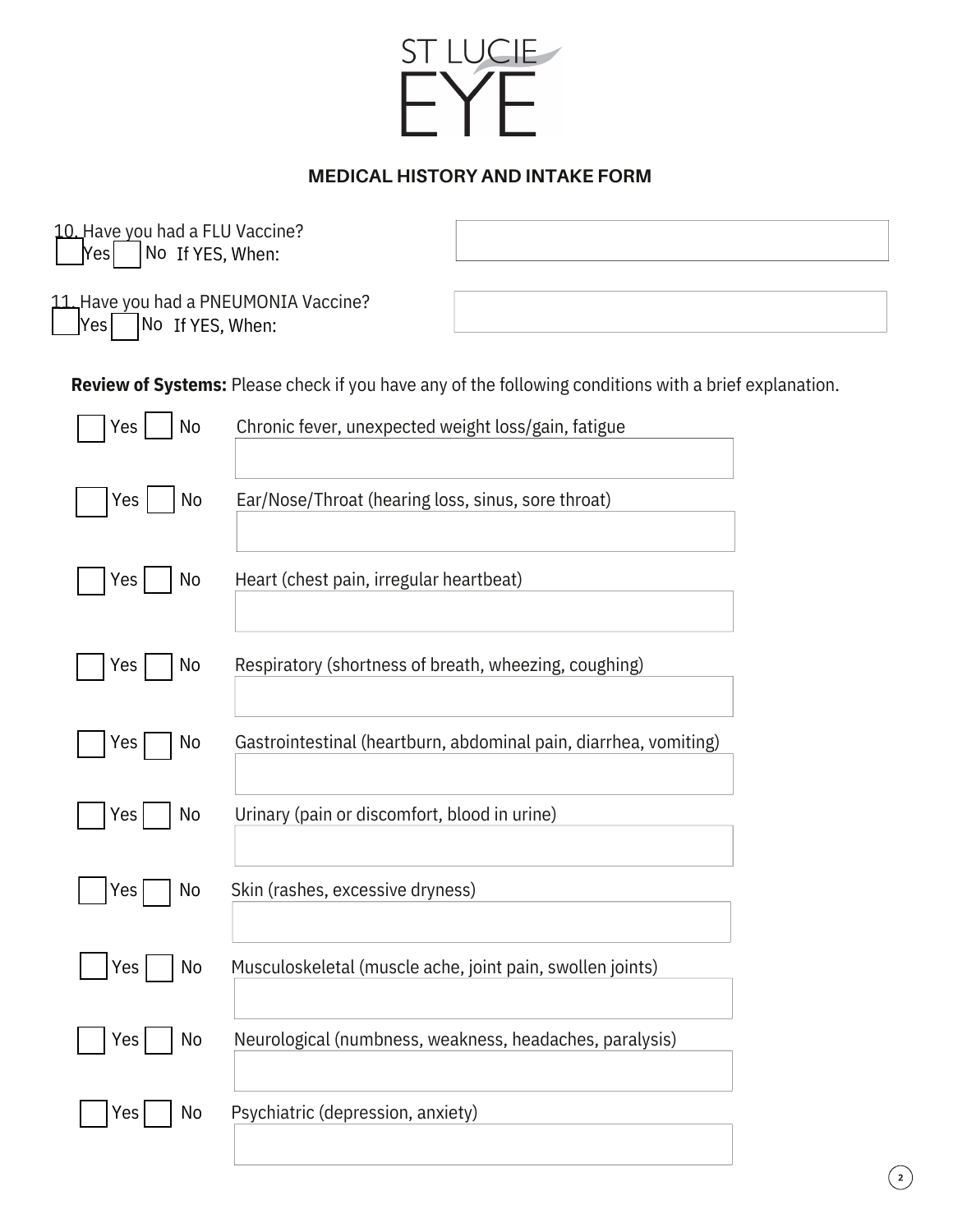# ST LUCIE EYE

## MEDICAL HISTORY AND INTAKE FORM

10. Have you had a FLU Vaccine?
☐ Yes ☐ No If YES, When: ______________________

11. Have you had a PNEUMONIA Vaccine?
☐ Yes ☐ No If YES, When: ______________________

**Review of Systems:** Please check if you have any of the following conditions with a brief explanation.

☐ Yes ☐ No Chronic fever, unexpected weight loss/gain, fatigue
______________________

☐ Yes ☐ No Ear/Nose/Throat (hearing loss, sinus, sore throat)
______________________

☐ Yes ☐ No Heart (chest pain, irregular heartbeat)
______________________

☐ Yes ☐ No Respiratory (shortness of breath, wheezing, coughing)
______________________

☐ Yes ☐ No Gastrointestinal (heartburn, abdominal pain, diarrhea, vomiting)
______________________

☐ Yes ☐ No Urinary (pain or discomfort, blood in urine)
______________________

☐ Yes ☐ No Skin (rashes, excessive dryness)
______________________

☐ Yes ☐ No Musculoskeletal (muscle ache, joint pain, swollen joints)
______________________

☐ Yes ☐ No Neurological (numbness, weakness, headaches, paralysis)
______________________

☐ Yes ☐ No Psychiatric (depression, anxiety)
______________________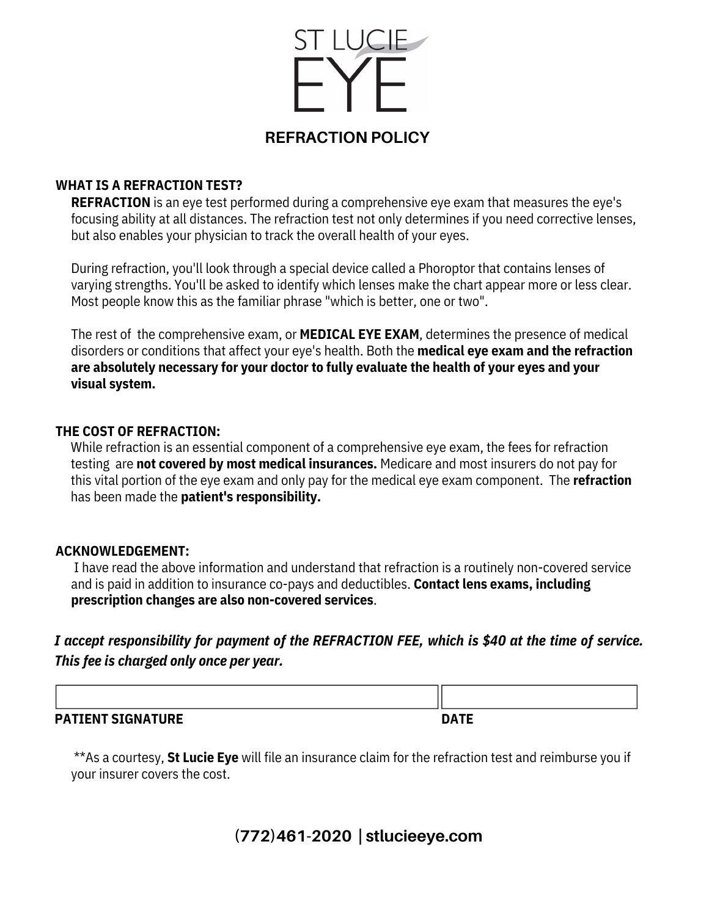ST LUCIE EYE

# REFRACTION POLICY

## WHAT IS A REFRACTION TEST?

**REFRACTION** is an eye test performed during a comprehensive eye exam that measures the eye's focusing ability at all distances. The refraction test not only determines if you need corrective lenses, but also enables your physician to track the overall health of your eyes.

During refraction, you'll look through a special device called a Phoroptor that contains lenses of varying strengths. You'll be asked to identify which lenses make the chart appear more or less clear. Most people know this as the familiar phrase "which is better, one or two".

The rest of the comprehensive exam, or **MEDICAL EYE EXAM**, determines the presence of medical disorders or conditions that affect your eye's health. Both the **medical eye exam and the refraction are absolutely necessary for your doctor to fully evaluate the health of your eyes and your visual system.**

## THE COST OF REFRACTION:

While refraction is an essential component of a comprehensive eye exam, the fees for refraction testing are **not covered by most medical insurances.** Medicare and most insurers do not pay for this vital portion of the eye exam and only pay for the medical eye exam component. The **refraction** has been made the **patient's responsibility.**

## ACKNOWLEDGEMENT:

I have read the above information and understand that refraction is a routinely non-covered service and is paid in addition to insurance co-pays and deductibles. **Contact lens exams, including prescription changes are also non-covered services**.

***I accept responsibility for payment of the REFRACTION FEE, which is $40 at the time of service. This fee is charged only once per year.***

| | |
|---|---|
| | |
| **PATIENT SIGNATURE** | **DATE** |

**As a courtesy, **St Lucie Eye** will file an insurance claim for the refraction test and reimburse you if your insurer covers the cost.

**(772)461-2020 | stlucieeye.com**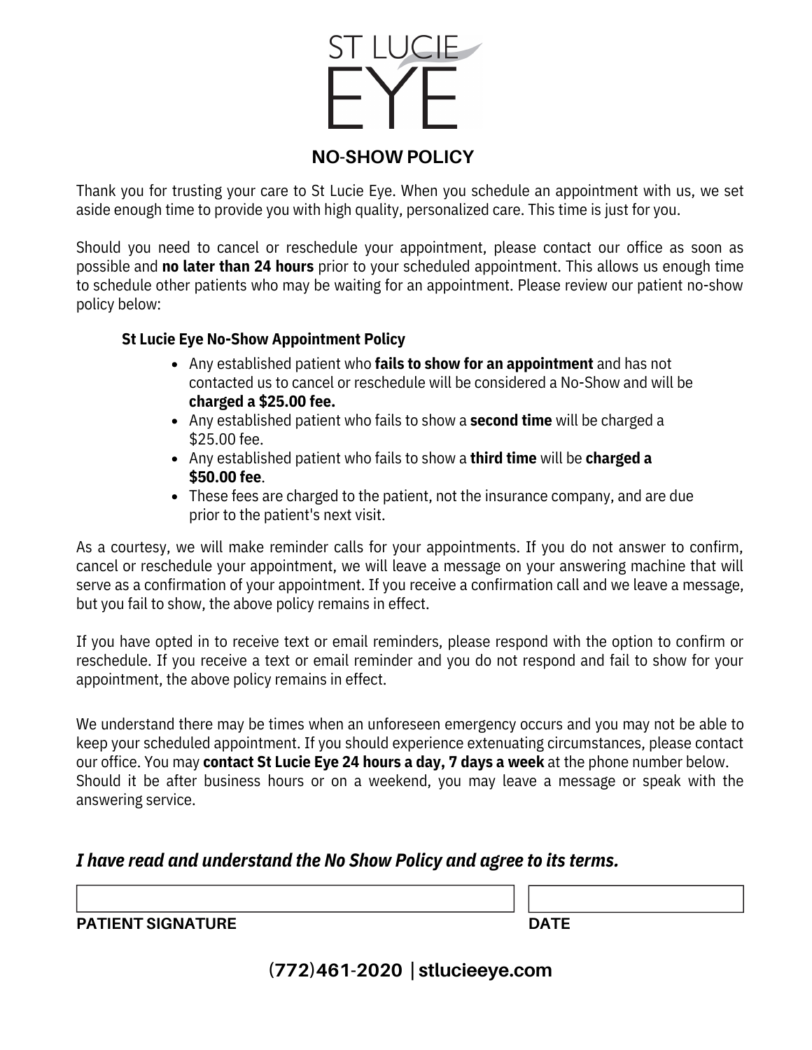ST LUCIE EYE

## NO-SHOW POLICY

Thank you for trusting your care to St Lucie Eye. When you schedule an appointment with us, we set aside enough time to provide you with high quality, personalized care. This time is just for you.

Should you need to cancel or reschedule your appointment, please contact our office as soon as possible and **no later than 24 hours** prior to your scheduled appointment. This allows us enough time to schedule other patients who may be waiting for an appointment. Please review our patient no-show policy below:

### St Lucie Eye No-Show Appointment Policy

- Any established patient who **fails to show for an appointment** and has not contacted us to cancel or reschedule will be considered a No-Show and will be **charged a $25.00 fee.**
- Any established patient who fails to show a **second time** will be charged a $25.00 fee.
- Any established patient who fails to show a **third time** will be **charged a $50.00 fee**.
- These fees are charged to the patient, not the insurance company, and are due prior to the patient's next visit.

As a courtesy, we will make reminder calls for your appointments. If you do not answer to confirm, cancel or reschedule your appointment, we will leave a message on your answering machine that will serve as a confirmation of your appointment. If you receive a confirmation call and we leave a message, but you fail to show, the above policy remains in effect.

If you have opted in to receive text or email reminders, please respond with the option to confirm or reschedule. If you receive a text or email reminder and you do not respond and fail to show for your appointment, the above policy remains in effect.

We understand there may be times when an unforeseen emergency occurs and you may not be able to keep your scheduled appointment. If you should experience extenuating circumstances, please contact our office. You may **contact St Lucie Eye 24 hours a day, 7 days a week** at the phone number below. Should it be after business hours or on a weekend, you may leave a message or speak with the answering service.

***I have read and understand the No Show Policy and agree to its terms.***

**PATIENT SIGNATURE** _______________________ **DATE** _____________

**(772)461-2020 | stlucieeye.com**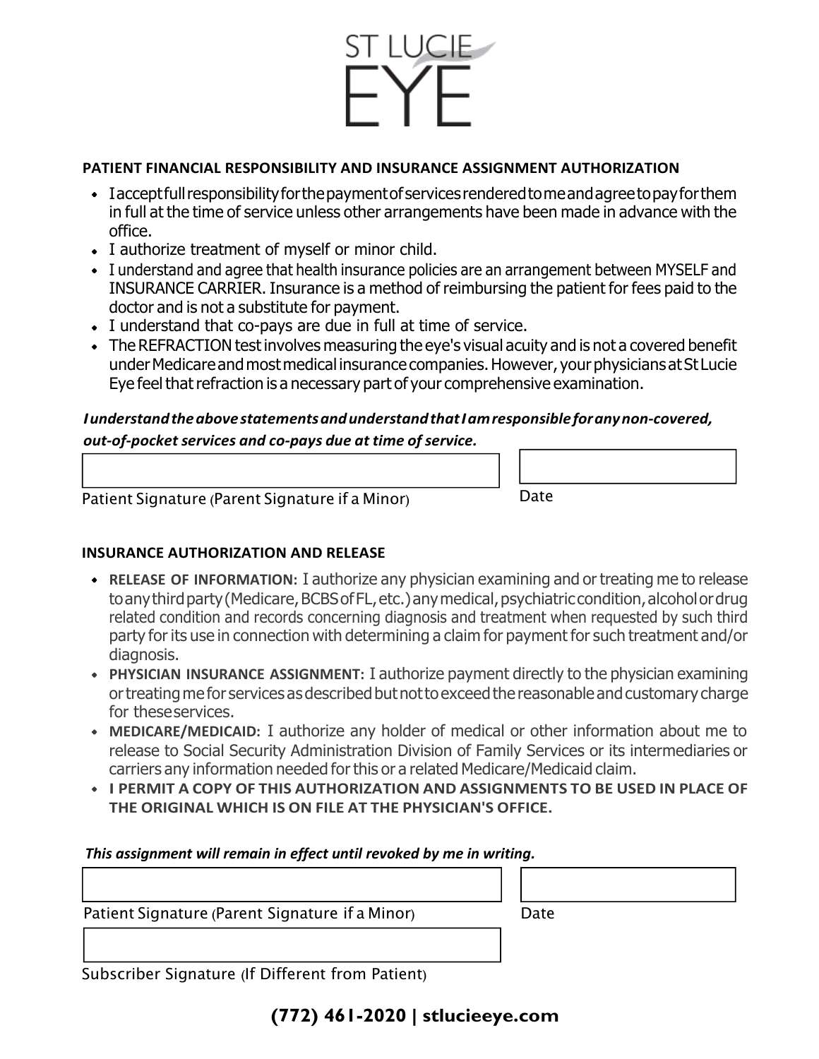ST LUCIE EYE

## PATIENT FINANCIAL RESPONSIBILITY AND INSURANCE ASSIGNMENT AUTHORIZATION

- I accept full responsibility for the payment of services rendered to me and agree to pay for them in full at the time of service unless other arrangements have been made in advance with the office.
- I authorize treatment of myself or minor child.
- I understand and agree that health insurance policies are an arrangement between MYSELF and INSURANCE CARRIER. Insurance is a method of reimbursing the patient for fees paid to the doctor and is not a substitute for payment.
- I understand that co-pays are due in full at time of service.
- The REFRACTION test involves measuring the eye's visual acuity and is not a covered benefit under Medicare and most medical insurance companies. However, your physicians at St Lucie Eye feel that refraction is a necessary part of your comprehensive examination.

***I understand the above statements and understand that I am responsible for any non-covered, out-of-pocket services and co-pays due at time of service.***

Patient Signature (Parent Signature if a Minor)

Date

## INSURANCE AUTHORIZATION AND RELEASE

- **RELEASE OF INFORMATION:** I authorize any physician examining and or treating me to release to any third party (Medicare, BCBS of FL, etc.) any medical, psychiatric condition, alcohol or drug related condition and records concerning diagnosis and treatment when requested by such third party for its use in connection with determining a claim for payment for such treatment and/or diagnosis.
- **PHYSICIAN INSURANCE ASSIGNMENT:** I authorize payment directly to the physician examining or treating me for services as described but not to exceed the reasonable and customary charge for these services.
- **MEDICARE/MEDICAID:** I authorize any holder of medical or other information about me to release to Social Security Administration Division of Family Services or its intermediaries or carriers any information needed for this or a related Medicare/Medicaid claim.
- **I PERMIT A COPY OF THIS AUTHORIZATION AND ASSIGNMENTS TO BE USED IN PLACE OF THE ORIGINAL WHICH IS ON FILE AT THE PHYSICIAN'S OFFICE.**

***This assignment will remain in effect until revoked by me in writing.***

Patient Signature (Parent Signature if a Minor)

Date

Subscriber Signature (If Different from Patient)

**(772) 461-2020 | stlucieeye.com**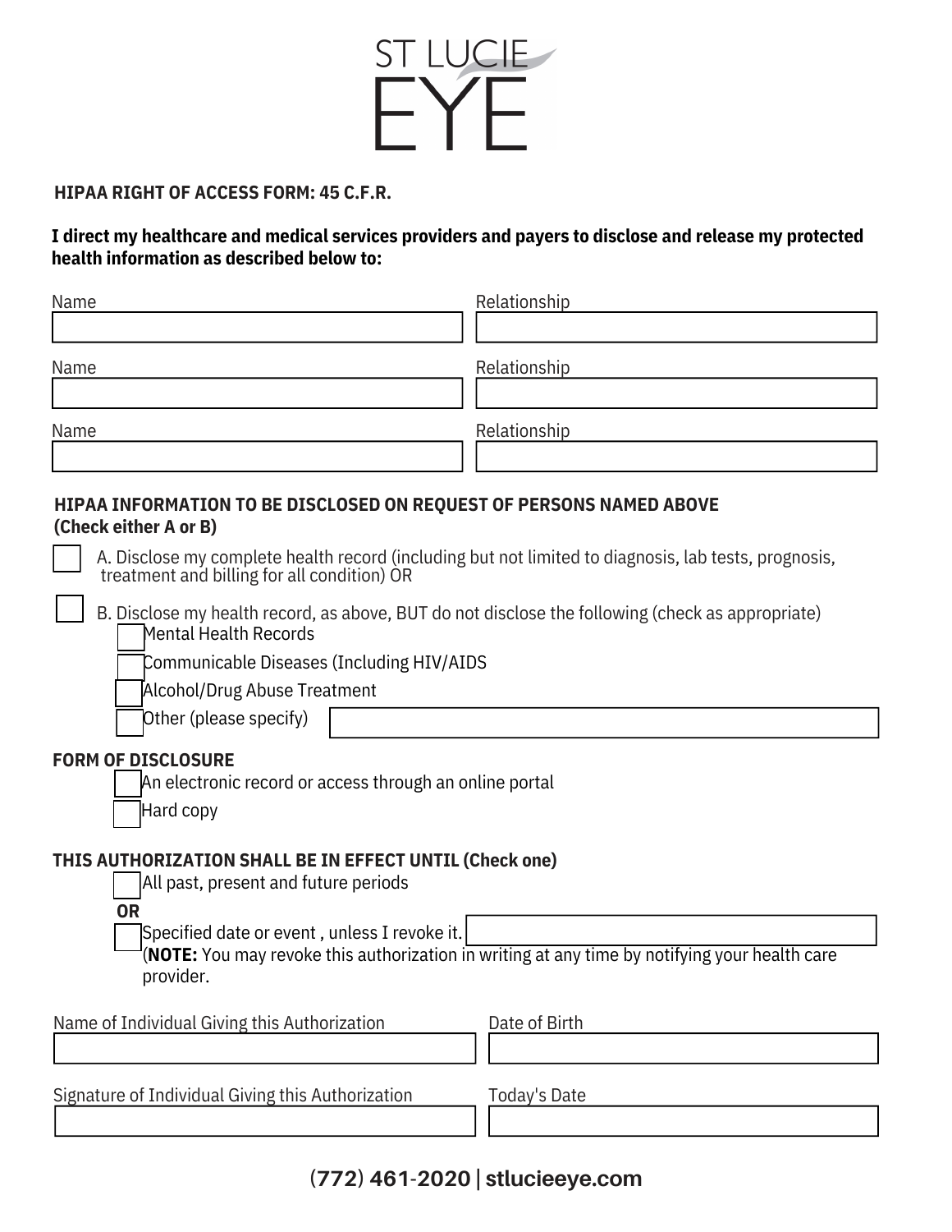# ST LUCIE EYE

**HIPAA RIGHT OF ACCESS FORM: 45 C.F.R.**

**I direct my healthcare and medical services providers and payers to disclose and release my protected health information as described below to:**

| Name | Relationship |
| --- | --- |
| | |
| | |
| | |

**HIPAA INFORMATION TO BE DISCLOSED ON REQUEST OF PERSONS NAMED ABOVE (Check either A or B)**

☐ A. Disclose my complete health record (including but not limited to diagnosis, lab tests, prognosis, treatment and billing for all condition) OR

☐ B. Disclose my health record, as above, BUT do not disclose the following (check as appropriate)

- ☐ Mental Health Records
- ☐ Communicable Diseases (Including HIV/AIDS
- ☐ Alcohol/Drug Abuse Treatment
- ☐ Other (please specify) ____________________

**FORM OF DISCLOSURE**

- ☐ An electronic record or access through an online portal
- ☐ Hard copy

**THIS AUTHORIZATION SHALL BE IN EFFECT UNTIL (Check one)**

- ☐ All past, present and future periods

**OR**

- ☐ Specified date or event , unless I revoke it. ____________________

(**NOTE:** You may revoke this authorization in writing at any time by notifying your health care provider.

| Name of Individual Giving this Authorization | Date of Birth |
| --- | --- |
| | |

| Signature of Individual Giving this Authorization | Today's Date |
| --- | --- |
| | |

**(772) 461-2020 | stlucieeye.com**